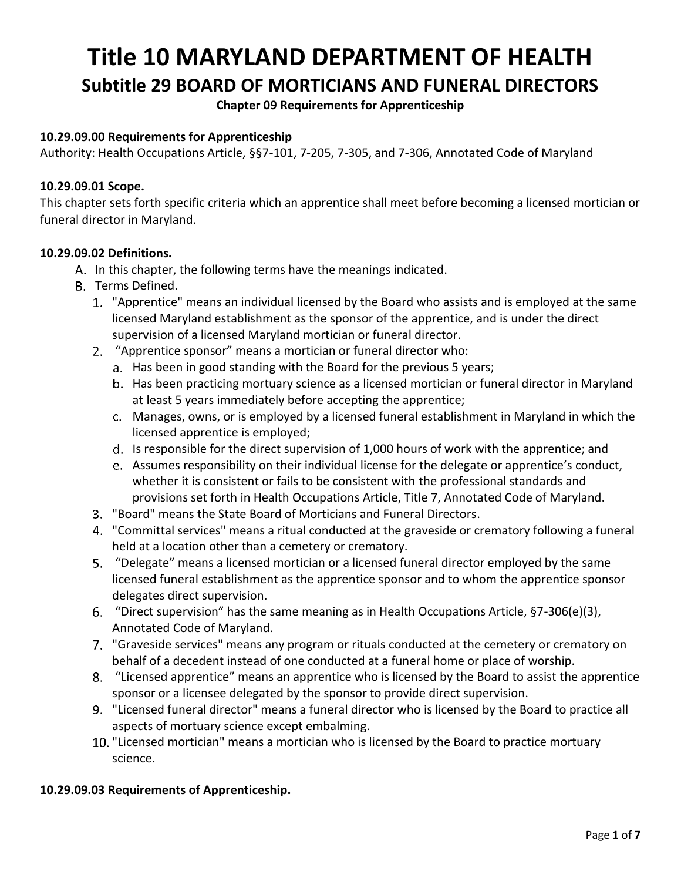# Title 10 MARYLAND DEPARTMENT OF HEALTH

## Subtitle 29 BOARD OF MORTICIANS AND FUNERAL DIRECTORS

### Chapter 09 Requirements for Apprenticeship

**10.29.09.00 Requirements for Apprenticeship**

Authority: Health Occupations Article, §§7-101, 7-205, 7-305, and 7-306, Annotated Code of Maryland

**10.29.09.01 Scope.**

This chapter sets forth specific criteria which an apprentice shall meet before becoming a licensed mortician or funeral director in Maryland.

**10.29.09.02 Definitions.**

A. In this chapter, the following terms have the meanings indicated.

B. Terms Defined.

1. "Apprentice" means an individual licensed by the Board who assists and is employed at the same licensed Maryland establishment as the sponsor of the apprentice, and is under the direct supervision of a licensed Maryland mortician or funeral director.
2. "Apprentice sponsor" means a mortician or funeral director who:
   a. Has been in good standing with the Board for the previous 5 years;
   b. Has been practicing mortuary science as a licensed mortician or funeral director in Maryland at least 5 years immediately before accepting the apprentice;
   c. Manages, owns, or is employed by a licensed funeral establishment in Maryland in which the licensed apprentice is employed;
   d. Is responsible for the direct supervision of 1,000 hours of work with the apprentice; and
   e. Assumes responsibility on their individual license for the delegate or apprentice's conduct, whether it is consistent or fails to be consistent with the professional standards and provisions set forth in Health Occupations Article, Title 7, Annotated Code of Maryland.
3. "Board" means the State Board of Morticians and Funeral Directors.
4. "Committal services" means a ritual conducted at the graveside or crematory following a funeral held at a location other than a cemetery or crematory.
5. "Delegate" means a licensed mortician or a licensed funeral director employed by the same licensed funeral establishment as the apprentice sponsor and to whom the apprentice sponsor delegates direct supervision.
6. "Direct supervision" has the same meaning as in Health Occupations Article, §7-306(e)(3), Annotated Code of Maryland.
7. "Graveside services" means any program or rituals conducted at the cemetery or crematory on behalf of a decedent instead of one conducted at a funeral home or place of worship.
8. "Licensed apprentice" means an apprentice who is licensed by the Board to assist the apprentice sponsor or a licensee delegated by the sponsor to provide direct supervision.
9. "Licensed funeral director" means a funeral director who is licensed by the Board to practice all aspects of mortuary science except embalming.
10. "Licensed mortician" means a mortician who is licensed by the Board to practice mortuary science.

**10.29.09.03 Requirements of Apprenticeship.**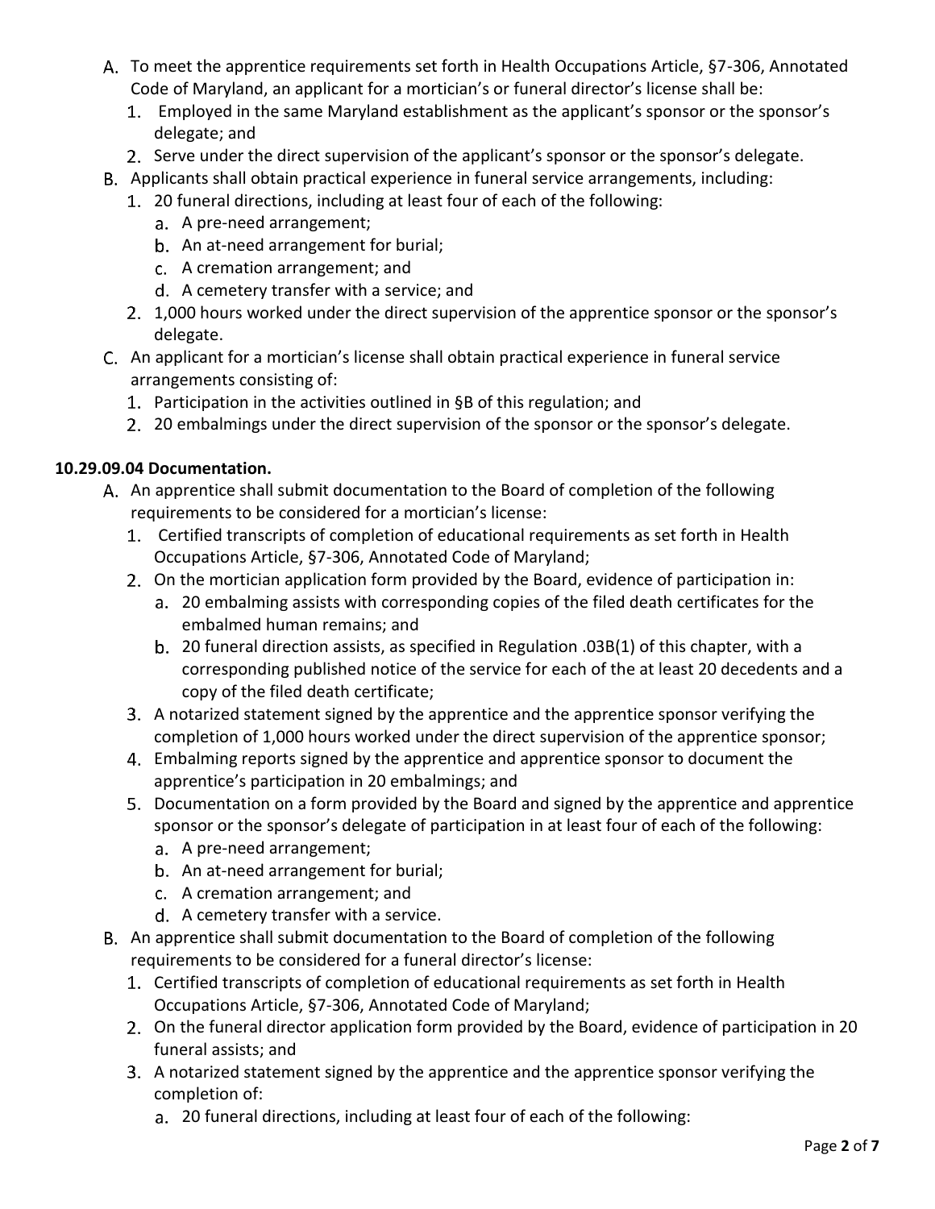A. To meet the apprentice requirements set forth in Health Occupations Article, §7-306, Annotated Code of Maryland, an applicant for a mortician's or funeral director's license shall be:
   1. Employed in the same Maryland establishment as the applicant's sponsor or the sponsor's delegate; and
   2. Serve under the direct supervision of the applicant's sponsor or the sponsor's delegate.

B. Applicants shall obtain practical experience in funeral service arrangements, including:
   1. 20 funeral directions, including at least four of each of the following:
      a. A pre-need arrangement;
      b. An at-need arrangement for burial;
      c. A cremation arrangement; and
      d. A cemetery transfer with a service; and
   2. 1,000 hours worked under the direct supervision of the apprentice sponsor or the sponsor's delegate.

C. An applicant for a mortician's license shall obtain practical experience in funeral service arrangements consisting of:
   1. Participation in the activities outlined in §B of this regulation; and
   2. 20 embalmings under the direct supervision of the sponsor or the sponsor's delegate.

**10.29.09.04 Documentation.**

A. An apprentice shall submit documentation to the Board of completion of the following requirements to be considered for a mortician's license:
   1. Certified transcripts of completion of educational requirements as set forth in Health Occupations Article, §7-306, Annotated Code of Maryland;
   2. On the mortician application form provided by the Board, evidence of participation in:
      a. 20 embalming assists with corresponding copies of the filed death certificates for the embalmed human remains; and
      b. 20 funeral direction assists, as specified in Regulation .03B(1) of this chapter, with a corresponding published notice of the service for each of the at least 20 decedents and a copy of the filed death certificate;
   3. A notarized statement signed by the apprentice and the apprentice sponsor verifying the completion of 1,000 hours worked under the direct supervision of the apprentice sponsor;
   4. Embalming reports signed by the apprentice and apprentice sponsor to document the apprentice's participation in 20 embalmings; and
   5. Documentation on a form provided by the Board and signed by the apprentice and apprentice sponsor or the sponsor's delegate of participation in at least four of each of the following:
      a. A pre-need arrangement;
      b. An at-need arrangement for burial;
      c. A cremation arrangement; and
      d. A cemetery transfer with a service.

B. An apprentice shall submit documentation to the Board of completion of the following requirements to be considered for a funeral director's license:
   1. Certified transcripts of completion of educational requirements as set forth in Health Occupations Article, §7-306, Annotated Code of Maryland;
   2. On the funeral director application form provided by the Board, evidence of participation in 20 funeral assists; and
   3. A notarized statement signed by the apprentice and the apprentice sponsor verifying the completion of:
      a. 20 funeral directions, including at least four of each of the following: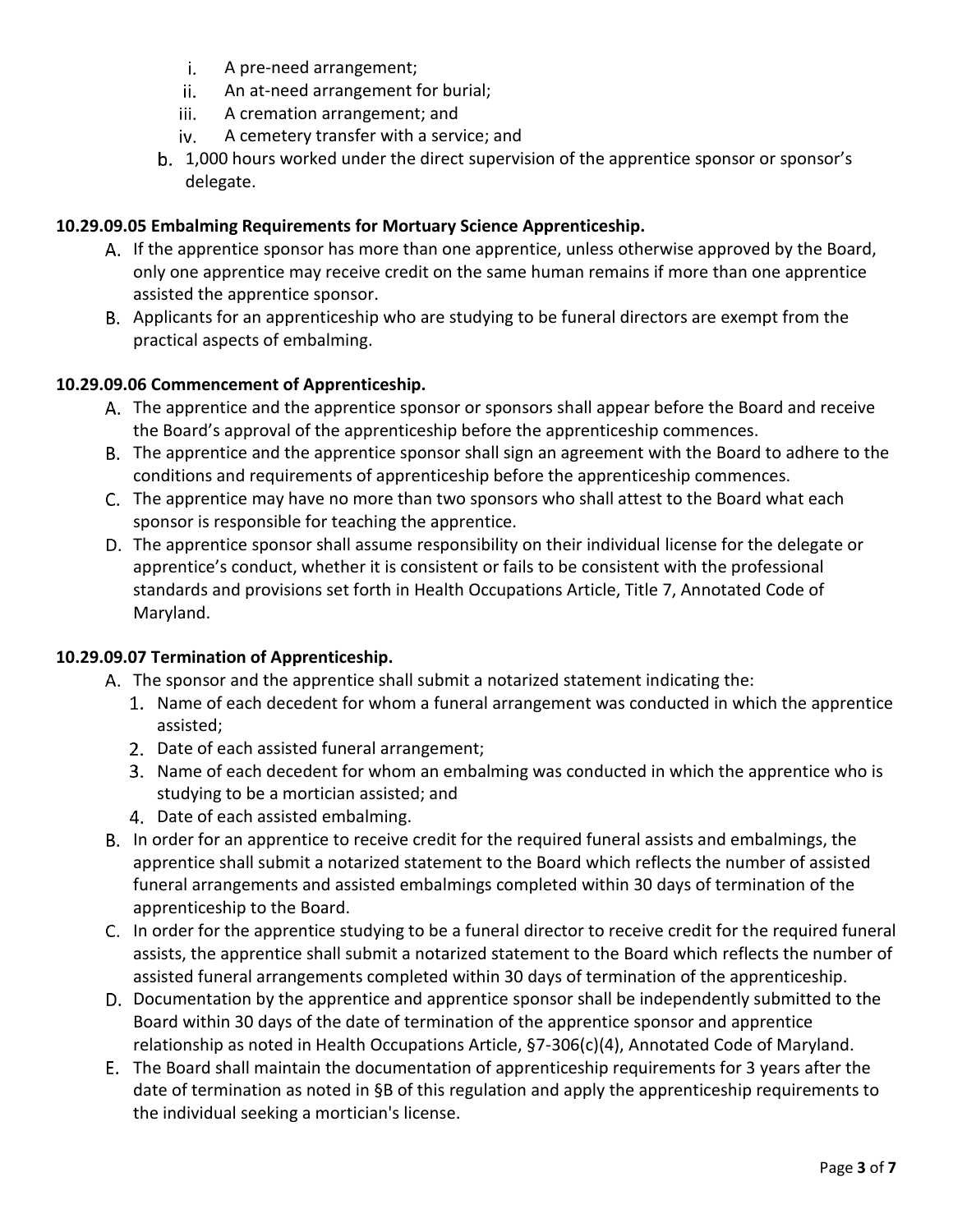i. A pre-need arrangement;
   ii. An at-need arrangement for burial;
   iii. A cremation arrangement; and
   iv. A cemetery transfer with a service; and

b. 1,000 hours worked under the direct supervision of the apprentice sponsor or sponsor's delegate.

**10.29.09.05 Embalming Requirements for Mortuary Science Apprenticeship.**

A. If the apprentice sponsor has more than one apprentice, unless otherwise approved by the Board, only one apprentice may receive credit on the same human remains if more than one apprentice assisted the apprentice sponsor.

B. Applicants for an apprenticeship who are studying to be funeral directors are exempt from the practical aspects of embalming.

**10.29.09.06 Commencement of Apprenticeship.**

A. The apprentice and the apprentice sponsor or sponsors shall appear before the Board and receive the Board's approval of the apprenticeship before the apprenticeship commences.

B. The apprentice and the apprentice sponsor shall sign an agreement with the Board to adhere to the conditions and requirements of apprenticeship before the apprenticeship commences.

C. The apprentice may have no more than two sponsors who shall attest to the Board what each sponsor is responsible for teaching the apprentice.

D. The apprentice sponsor shall assume responsibility on their individual license for the delegate or apprentice's conduct, whether it is consistent or fails to be consistent with the professional standards and provisions set forth in Health Occupations Article, Title 7, Annotated Code of Maryland.

**10.29.09.07 Termination of Apprenticeship.**

A. The sponsor and the apprentice shall submit a notarized statement indicating the:
   1. Name of each decedent for whom a funeral arrangement was conducted in which the apprentice assisted;
   2. Date of each assisted funeral arrangement;
   3. Name of each decedent for whom an embalming was conducted in which the apprentice who is studying to be a mortician assisted; and
   4. Date of each assisted embalming.

B. In order for an apprentice to receive credit for the required funeral assists and embalmings, the apprentice shall submit a notarized statement to the Board which reflects the number of assisted funeral arrangements and assisted embalmings completed within 30 days of termination of the apprenticeship to the Board.

C. In order for the apprentice studying to be a funeral director to receive credit for the required funeral assists, the apprentice shall submit a notarized statement to the Board which reflects the number of assisted funeral arrangements completed within 30 days of termination of the apprenticeship.

D. Documentation by the apprentice and apprentice sponsor shall be independently submitted to the Board within 30 days of the date of termination of the apprentice sponsor and apprentice relationship as noted in Health Occupations Article, §7-306(c)(4), Annotated Code of Maryland.

E. The Board shall maintain the documentation of apprenticeship requirements for 3 years after the date of termination as noted in §B of this regulation and apply the apprenticeship requirements to the individual seeking a mortician's license.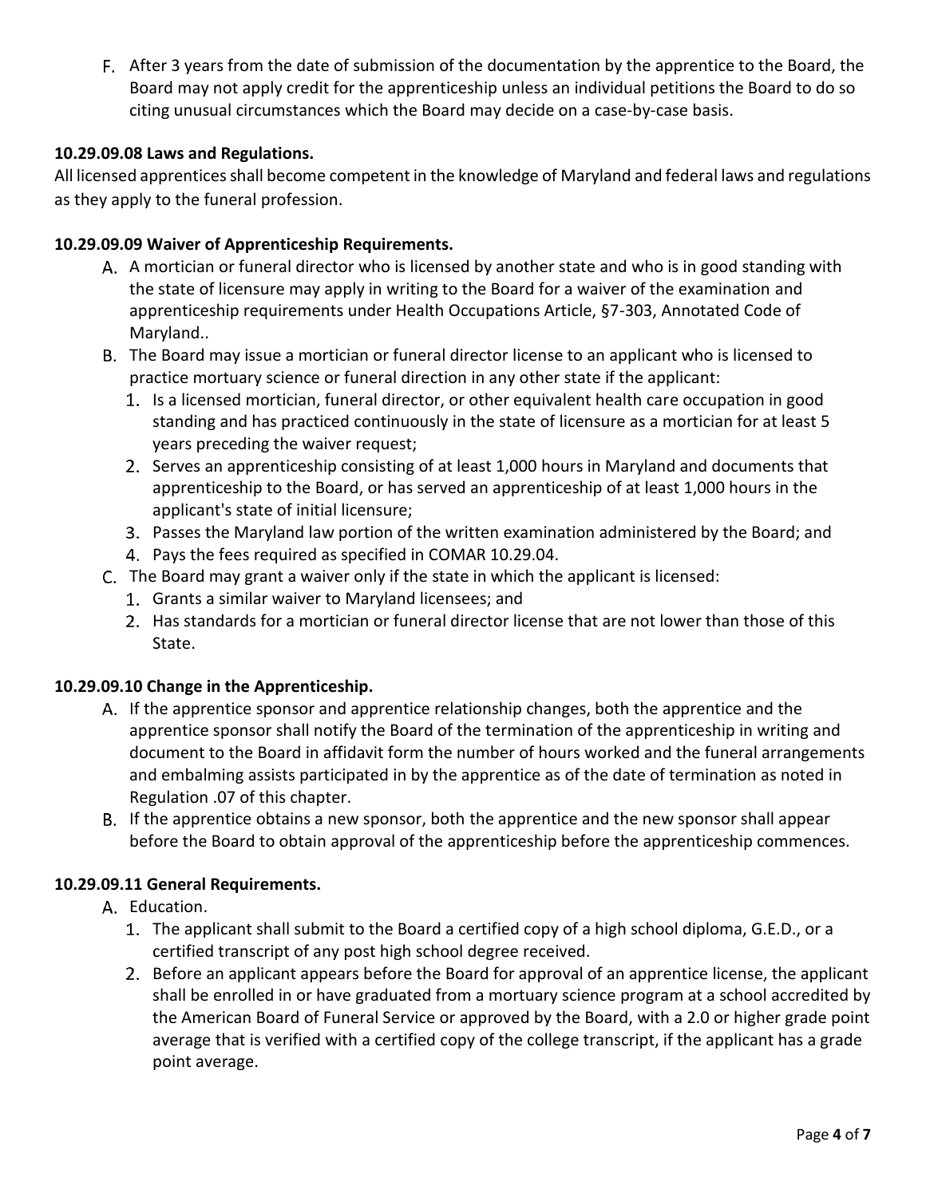F. After 3 years from the date of submission of the documentation by the apprentice to the Board, the Board may not apply credit for the apprenticeship unless an individual petitions the Board to do so citing unusual circumstances which the Board may decide on a case-by-case basis.

**10.29.09.08 Laws and Regulations.**

All licensed apprentices shall become competent in the knowledge of Maryland and federal laws and regulations as they apply to the funeral profession.

**10.29.09.09 Waiver of Apprenticeship Requirements.**

A. A mortician or funeral director who is licensed by another state and who is in good standing with the state of licensure may apply in writing to the Board for a waiver of the examination and apprenticeship requirements under Health Occupations Article, §7-303, Annotated Code of Maryland..

B. The Board may issue a mortician or funeral director license to an applicant who is licensed to practice mortuary science or funeral direction in any other state if the applicant:

1. Is a licensed mortician, funeral director, or other equivalent health care occupation in good standing and has practiced continuously in the state of licensure as a mortician for at least 5 years preceding the waiver request;
2. Serves an apprenticeship consisting of at least 1,000 hours in Maryland and documents that apprenticeship to the Board, or has served an apprenticeship of at least 1,000 hours in the applicant's state of initial licensure;
3. Passes the Maryland law portion of the written examination administered by the Board; and
4. Pays the fees required as specified in COMAR 10.29.04.

C. The Board may grant a waiver only if the state in which the applicant is licensed:

1. Grants a similar waiver to Maryland licensees; and
2. Has standards for a mortician or funeral director license that are not lower than those of this State.

**10.29.09.10 Change in the Apprenticeship.**

A. If the apprentice sponsor and apprentice relationship changes, both the apprentice and the apprentice sponsor shall notify the Board of the termination of the apprenticeship in writing and document to the Board in affidavit form the number of hours worked and the funeral arrangements and embalming assists participated in by the apprentice as of the date of termination as noted in Regulation .07 of this chapter.

B. If the apprentice obtains a new sponsor, both the apprentice and the new sponsor shall appear before the Board to obtain approval of the apprenticeship before the apprenticeship commences.

**10.29.09.11 General Requirements.**

A. Education.

1. The applicant shall submit to the Board a certified copy of a high school diploma, G.E.D., or a certified transcript of any post high school degree received.
2. Before an applicant appears before the Board for approval of an apprentice license, the applicant shall be enrolled in or have graduated from a mortuary science program at a school accredited by the American Board of Funeral Service or approved by the Board, with a 2.0 or higher grade point average that is verified with a certified copy of the college transcript, if the applicant has a grade point average.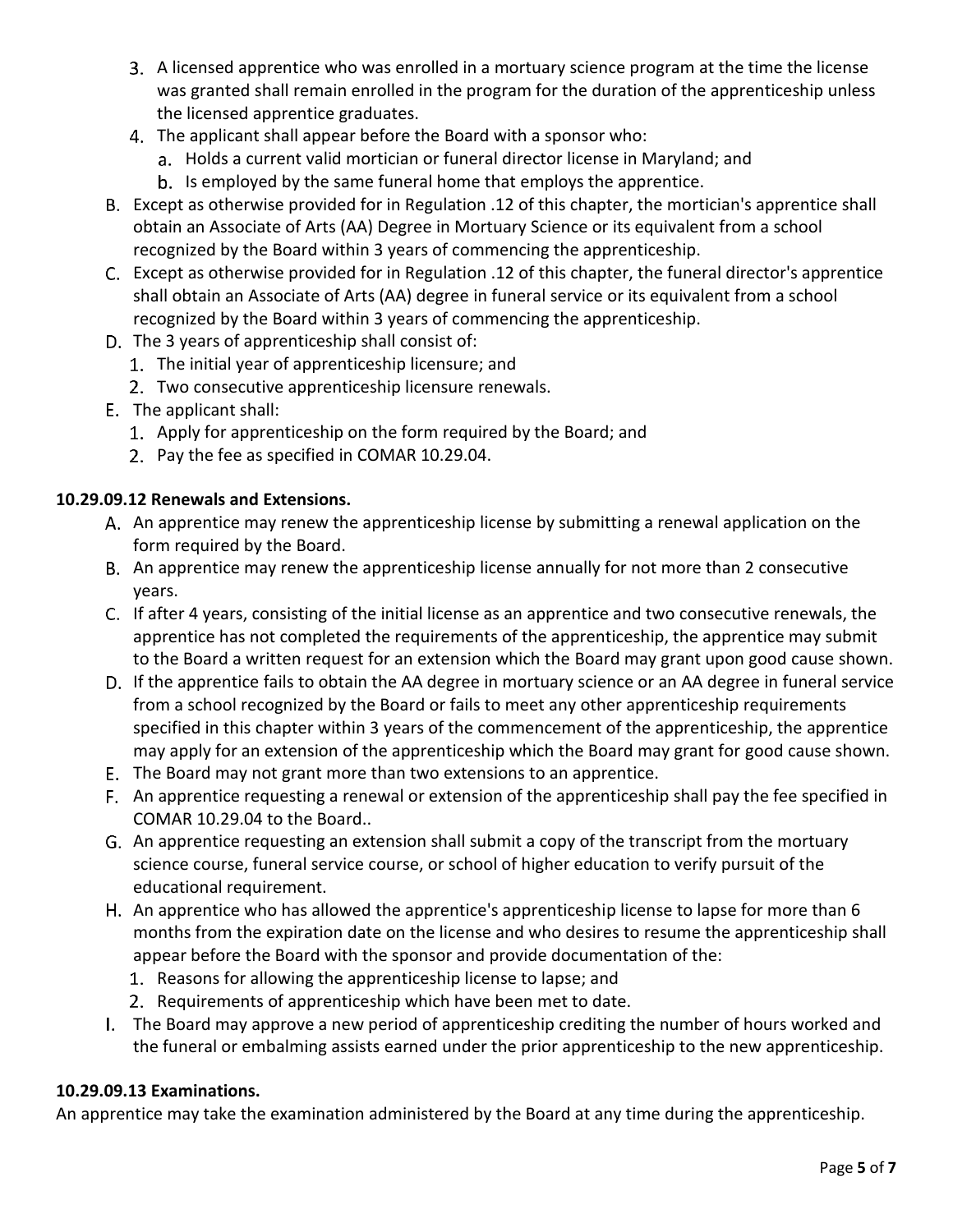3. A licensed apprentice who was enrolled in a mortuary science program at the time the license was granted shall remain enrolled in the program for the duration of the apprenticeship unless the licensed apprentice graduates.
4. The applicant shall appear before the Board with a sponsor who:
    a. Holds a current valid mortician or funeral director license in Maryland; and
    b. Is employed by the same funeral home that employs the apprentice.

B. Except as otherwise provided for in Regulation .12 of this chapter, the mortician's apprentice shall obtain an Associate of Arts (AA) Degree in Mortuary Science or its equivalent from a school recognized by the Board within 3 years of commencing the apprenticeship.

C. Except as otherwise provided for in Regulation .12 of this chapter, the funeral director's apprentice shall obtain an Associate of Arts (AA) degree in funeral service or its equivalent from a school recognized by the Board within 3 years of commencing the apprenticeship.

D. The 3 years of apprenticeship shall consist of:
1. The initial year of apprenticeship licensure; and
2. Two consecutive apprenticeship licensure renewals.

E. The applicant shall:
1. Apply for apprenticeship on the form required by the Board; and
2. Pay the fee as specified in COMAR 10.29.04.

**10.29.09.12 Renewals and Extensions.**

A. An apprentice may renew the apprenticeship license by submitting a renewal application on the form required by the Board.

B. An apprentice may renew the apprenticeship license annually for not more than 2 consecutive years.

C. If after 4 years, consisting of the initial license as an apprentice and two consecutive renewals, the apprentice has not completed the requirements of the apprenticeship, the apprentice may submit to the Board a written request for an extension which the Board may grant upon good cause shown.

D. If the apprentice fails to obtain the AA degree in mortuary science or an AA degree in funeral service from a school recognized by the Board or fails to meet any other apprenticeship requirements specified in this chapter within 3 years of the commencement of the apprenticeship, the apprentice may apply for an extension of the apprenticeship which the Board may grant for good cause shown.

E. The Board may not grant more than two extensions to an apprentice.

F. An apprentice requesting a renewal or extension of the apprenticeship shall pay the fee specified in COMAR 10.29.04 to the Board..

G. An apprentice requesting an extension shall submit a copy of the transcript from the mortuary science course, funeral service course, or school of higher education to verify pursuit of the educational requirement.

H. An apprentice who has allowed the apprentice's apprenticeship license to lapse for more than 6 months from the expiration date on the license and who desires to resume the apprenticeship shall appear before the Board with the sponsor and provide documentation of the:
1. Reasons for allowing the apprenticeship license to lapse; and
2. Requirements of apprenticeship which have been met to date.

I. The Board may approve a new period of apprenticeship crediting the number of hours worked and the funeral or embalming assists earned under the prior apprenticeship to the new apprenticeship.

**10.29.09.13 Examinations.**

An apprentice may take the examination administered by the Board at any time during the apprenticeship.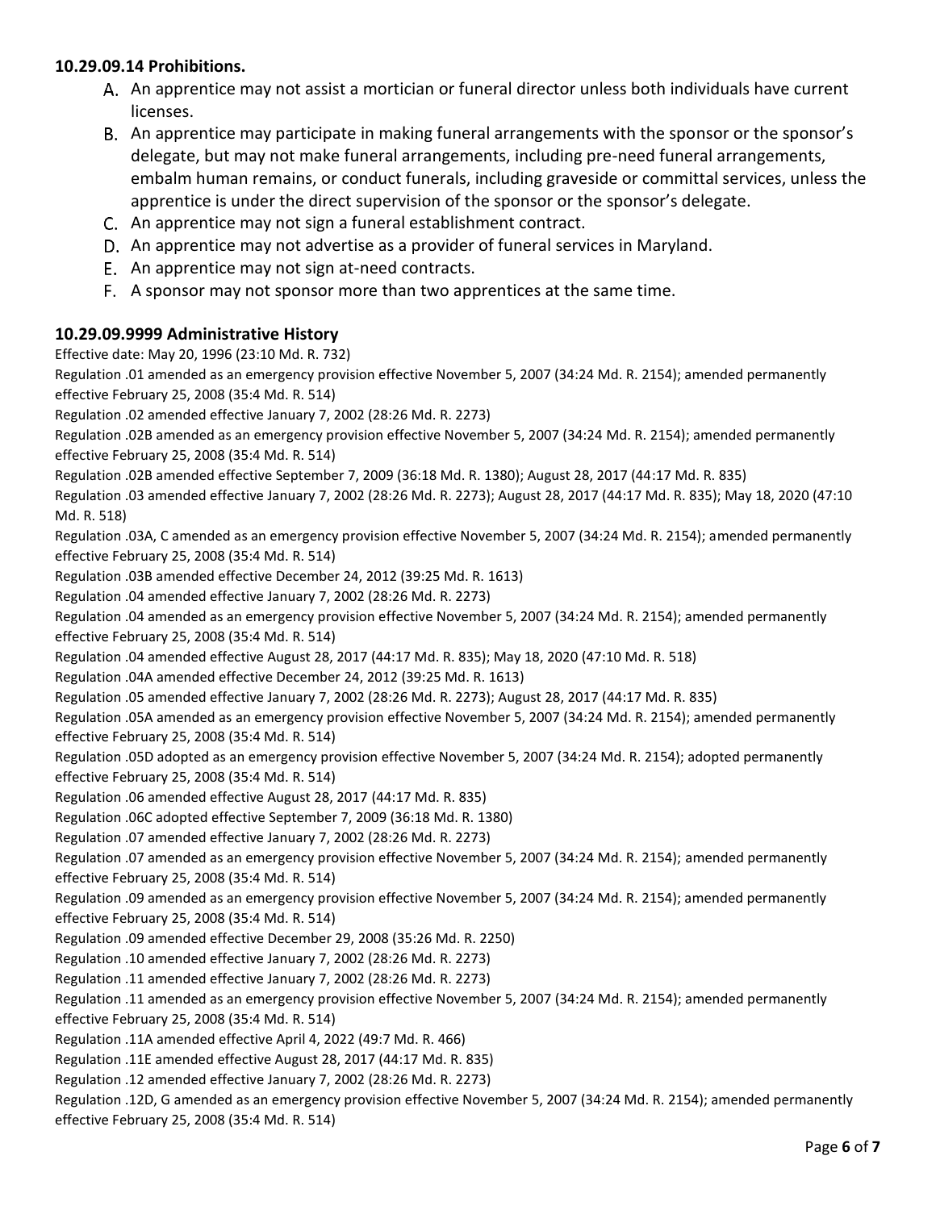### 10.29.09.14 Prohibitions.

A. An apprentice may not assist a mortician or funeral director unless both individuals have current licenses.

B. An apprentice may participate in making funeral arrangements with the sponsor or the sponsor's delegate, but may not make funeral arrangements, including pre-need funeral arrangements, embalm human remains, or conduct funerals, including graveside or committal services, unless the apprentice is under the direct supervision of the sponsor or the sponsor's delegate.

C. An apprentice may not sign a funeral establishment contract.

D. An apprentice may not advertise as a provider of funeral services in Maryland.

E. An apprentice may not sign at-need contracts.

F. A sponsor may not sponsor more than two apprentices at the same time.

### 10.29.09.9999 Administrative History

Effective date: May 20, 1996 (23:10 Md. R. 732)

Regulation .01 amended as an emergency provision effective November 5, 2007 (34:24 Md. R. 2154); amended permanently effective February 25, 2008 (35:4 Md. R. 514)

Regulation .02 amended effective January 7, 2002 (28:26 Md. R. 2273)

Regulation .02B amended as an emergency provision effective November 5, 2007 (34:24 Md. R. 2154); amended permanently effective February 25, 2008 (35:4 Md. R. 514)

Regulation .02B amended effective September 7, 2009 (36:18 Md. R. 1380); August 28, 2017 (44:17 Md. R. 835)

Regulation .03 amended effective January 7, 2002 (28:26 Md. R. 2273); August 28, 2017 (44:17 Md. R. 835); May 18, 2020 (47:10 Md. R. 518)

Regulation .03A, C amended as an emergency provision effective November 5, 2007 (34:24 Md. R. 2154); amended permanently effective February 25, 2008 (35:4 Md. R. 514)

Regulation .03B amended effective December 24, 2012 (39:25 Md. R. 1613)

Regulation .04 amended effective January 7, 2002 (28:26 Md. R. 2273)

Regulation .04 amended as an emergency provision effective November 5, 2007 (34:24 Md. R. 2154); amended permanently effective February 25, 2008 (35:4 Md. R. 514)

Regulation .04 amended effective August 28, 2017 (44:17 Md. R. 835); May 18, 2020 (47:10 Md. R. 518)

Regulation .04A amended effective December 24, 2012 (39:25 Md. R. 1613)

Regulation .05 amended effective January 7, 2002 (28:26 Md. R. 2273); August 28, 2017 (44:17 Md. R. 835)

Regulation .05A amended as an emergency provision effective November 5, 2007 (34:24 Md. R. 2154); amended permanently effective February 25, 2008 (35:4 Md. R. 514)

Regulation .05D adopted as an emergency provision effective November 5, 2007 (34:24 Md. R. 2154); adopted permanently effective February 25, 2008 (35:4 Md. R. 514)

Regulation .06 amended effective August 28, 2017 (44:17 Md. R. 835)

Regulation .06C adopted effective September 7, 2009 (36:18 Md. R. 1380)

Regulation .07 amended effective January 7, 2002 (28:26 Md. R. 2273)

Regulation .07 amended as an emergency provision effective November 5, 2007 (34:24 Md. R. 2154); amended permanently effective February 25, 2008 (35:4 Md. R. 514)

Regulation .09 amended as an emergency provision effective November 5, 2007 (34:24 Md. R. 2154); amended permanently effective February 25, 2008 (35:4 Md. R. 514)

Regulation .09 amended effective December 29, 2008 (35:26 Md. R. 2250)

Regulation .10 amended effective January 7, 2002 (28:26 Md. R. 2273)

Regulation .11 amended effective January 7, 2002 (28:26 Md. R. 2273)

Regulation .11 amended as an emergency provision effective November 5, 2007 (34:24 Md. R. 2154); amended permanently effective February 25, 2008 (35:4 Md. R. 514)

Regulation .11A amended effective April 4, 2022 (49:7 Md. R. 466)

Regulation .11E amended effective August 28, 2017 (44:17 Md. R. 835)

Regulation .12 amended effective January 7, 2002 (28:26 Md. R. 2273)

Regulation .12D, G amended as an emergency provision effective November 5, 2007 (34:24 Md. R. 2154); amended permanently effective February 25, 2008 (35:4 Md. R. 514)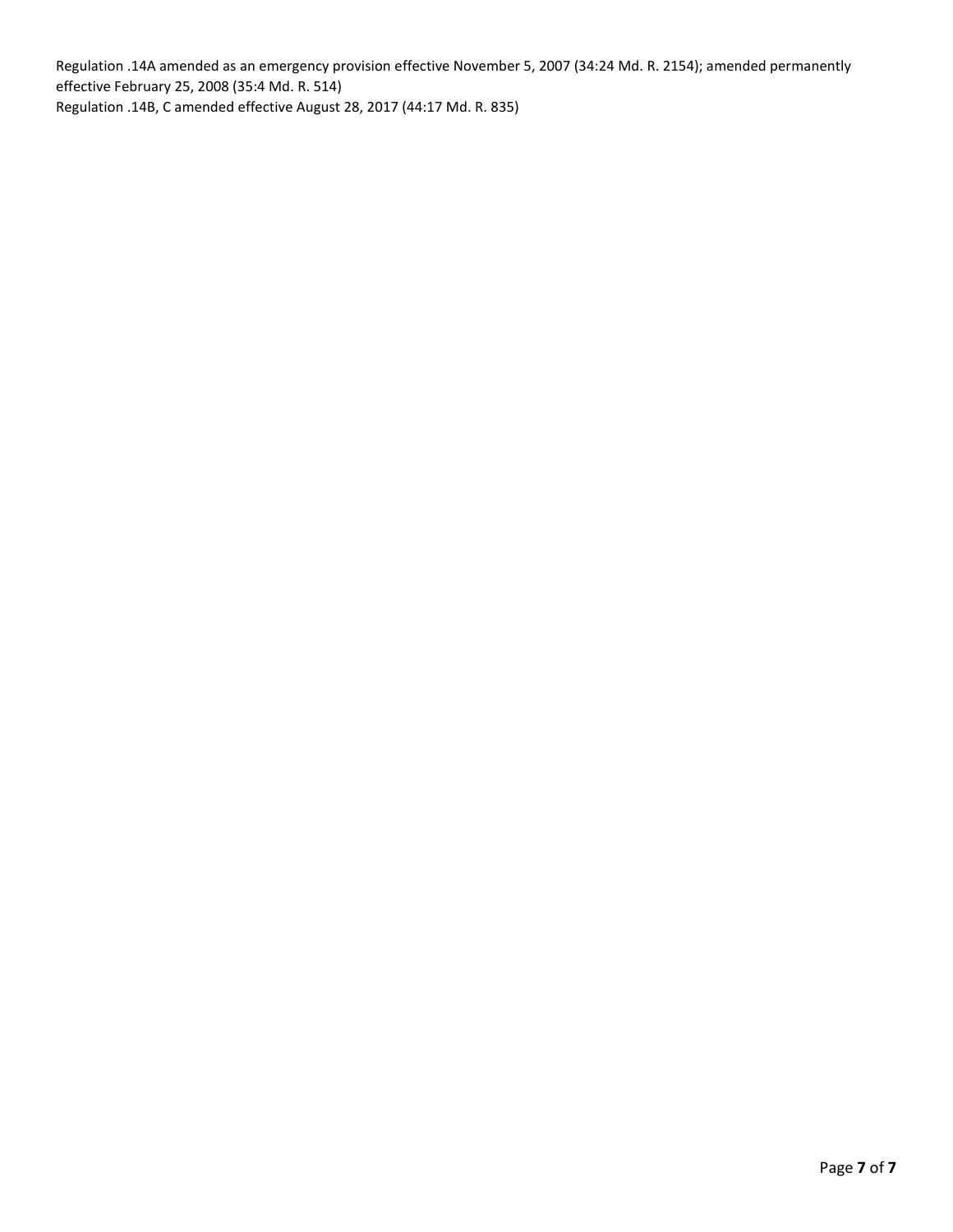Regulation .14A amended as an emergency provision effective November 5, 2007 (34:24 Md. R. 2154); amended permanently effective February 25, 2008 (35:4 Md. R. 514)
Regulation .14B, C amended effective August 28, 2017 (44:17 Md. R. 835)